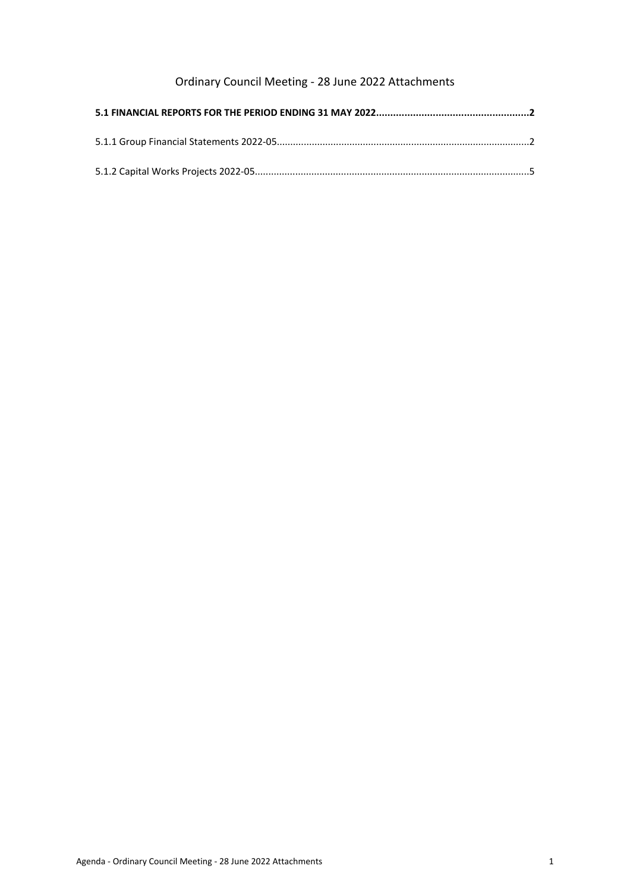# Ordinary Council Meeting - 28 June 2022 Attachments

**5.1 FINANCIAL REPORTS FOR THE PERIOD ENDING 31 MAY 2022......................................................2**

5.1.1 Group Financial Statements 2022-05.............................................................................................2

5.1.2 Capital Works Projects 2022-05.....................................................................................................5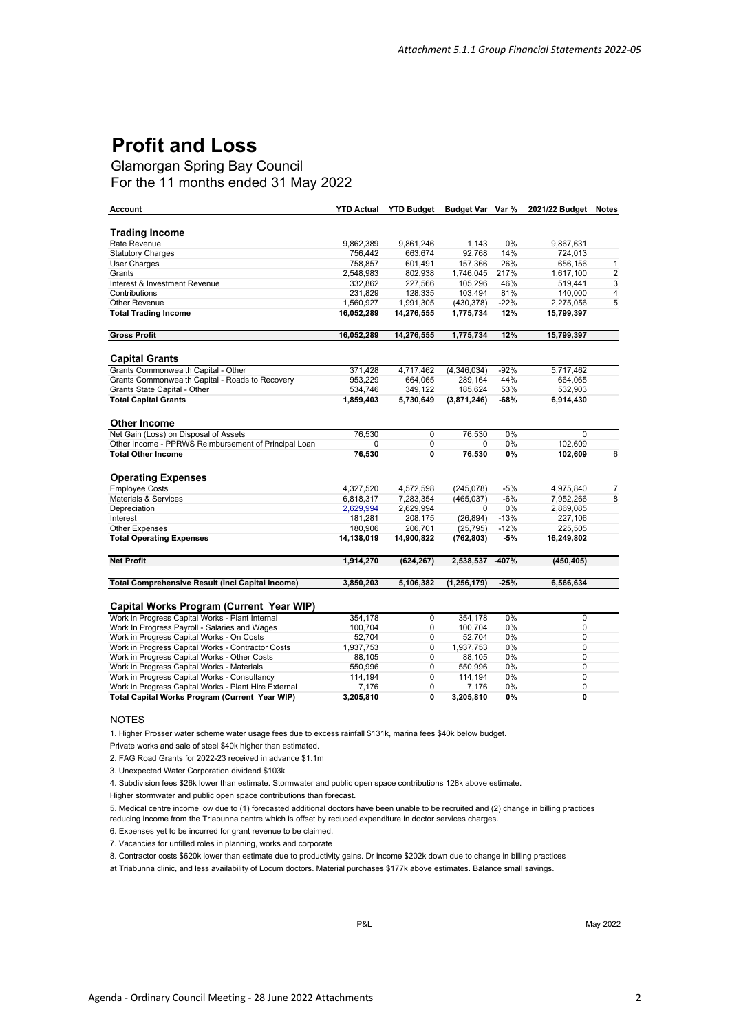# Profit and Loss

Glamorgan Spring Bay Council

For the 11 months ended 31 May 2022

| Account | YTD Actual | YTD Budget | Budget Var | Var % | 2021/22 Budget | Notes |
|---|---|---|---|---|---|---|
| **Trading Income** | | | | | | |
| Rate Revenue | 9,862,389 | 9,861,246 | 1,143 | 0% | 9,867,631 | |
| Statutory Charges | 756,442 | 663,674 | 92,768 | 14% | 724,013 | |
| User Charges | 758,857 | 601,491 | 157,366 | 26% | 656,156 | 1 |
| Grants | 2,548,983 | 802,938 | 1,746,045 | 217% | 1,617,100 | 2 |
| Interest & Investment Revenue | 332,862 | 227,566 | 105,296 | 46% | 519,441 | 3 |
| Contributions | 231,829 | 128,335 | 103,494 | 81% | 140,000 | 4 |
| Other Revenue | 1,560,927 | 1,991,305 | (430,378) | -22% | 2,275,056 | 5 |
| **Total Trading Income** | **16,052,289** | **14,276,555** | **1,775,734** | **12%** | **15,799,397** | |
| **Gross Profit** | **16,052,289** | **14,276,555** | **1,775,734** | **12%** | **15,799,397** | |
| **Capital Grants** | | | | | | |
| Grants Commonwealth Capital - Other | 371,428 | 4,717,462 | (4,346,034) | -92% | 5,717,462 | |
| Grants Commonwealth Capital - Roads to Recovery | 953,229 | 664,065 | 289,164 | 44% | 664,065 | |
| Grants State Capital - Other | 534,746 | 349,122 | 185,624 | 53% | 532,903 | |
| **Total Capital Grants** | **1,859,403** | **5,730,649** | **(3,871,246)** | **-68%** | **6,914,430** | |
| **Other Income** | | | | | | |
| Net Gain (Loss) on Disposal of Assets | 76,530 | 0 | 76,530 | 0% | 0 | |
| Other Income - PPRWS Reimbursement of Principal Loan | 0 | 0 | 0 | 0% | 102,609 | |
| **Total Other Income** | **76,530** | **0** | **76,530** | **0%** | **102,609** | 6 |
| **Operating Expenses** | | | | | | |
| Employee Costs | 4,327,520 | 4,572,598 | (245,078) | -5% | 4,975,840 | 7 |
| Materials & Services | 6,818,317 | 7,283,354 | (465,037) | -6% | 7,952,266 | 8 |
| Depreciation | 2,629,994 | 2,629,994 | 0 | 0% | 2,869,085 | |
| Interest | 181,281 | 208,175 | (26,894) | -13% | 227,106 | |
| Other Expenses | 180,906 | 206,701 | (25,795) | -12% | 225,505 | |
| **Total Operating Expenses** | **14,138,019** | **14,900,822** | **(762,803)** | **-5%** | **16,249,802** | |
| **Net Profit** | **1,914,270** | **(624,267)** | **2,538,537** | **-407%** | **(450,405)** | |
| **Total Comprehensive Result (incl Capital Income)** | **3,850,203** | **5,106,382** | **(1,256,179)** | **-25%** | **6,566,634** | |
| **Capital Works Program (Current Year WIP)** | | | | | | |
| Work in Progress Capital Works - Plant Internal | 354,178 | 0 | 354,178 | 0% | 0 | |
| Work In Progress Payroll - Salaries and Wages | 100,704 | 0 | 100,704 | 0% | 0 | |
| Work in Progress Capital Works - On Costs | 52,704 | 0 | 52,704 | 0% | 0 | |
| Work in Progress Capital Works - Contractor Costs | 1,937,753 | 0 | 1,937,753 | 0% | 0 | |
| Work in Progress Capital Works - Other Costs | 88,105 | 0 | 88,105 | 0% | 0 | |
| Work in Progress Capital Works - Materials | 550,996 | 0 | 550,996 | 0% | 0 | |
| Work in Progress Capital Works - Consultancy | 114,194 | 0 | 114,194 | 0% | 0 | |
| Work in Progress Capital Works - Plant Hire External | 7,176 | 0 | 7,176 | 0% | 0 | |
| **Total Capital Works Program (Current Year WIP)** | **3,205,810** | **0** | **3,205,810** | **0%** | **0** | |

NOTES

1. Higher Prosser water scheme water usage fees due to excess rainfall $131k, marina fees $40k below budget.
Private works and sale of steel $40k higher than estimated.

2. FAG Road Grants for 2022-23 received in advance $1.1m

3. Unexpected Water Corporation dividend $103k

4. Subdivision fees $26k lower than estimate. Stormwater and public open space contributions 128k above estimate.
Higher stormwater and public open space contributions than forecast.

5. Medical centre income low due to (1) forecasted additional doctors have been unable to be recruited and (2) change in billing practices reducing income from the Triabunna centre which is offset by reduced expenditure in doctor services charges.

6. Expenses yet to be incurred for grant revenue to be claimed.

7. Vacancies for unfilled roles in planning, works and corporate

8. Contractor costs $620k lower than estimate due to productivity gains. Dr income $202k down due to change in billing practices at Triabunna clinic, and less availability of Locum doctors. Material purchases $177k above estimates. Balance small savings.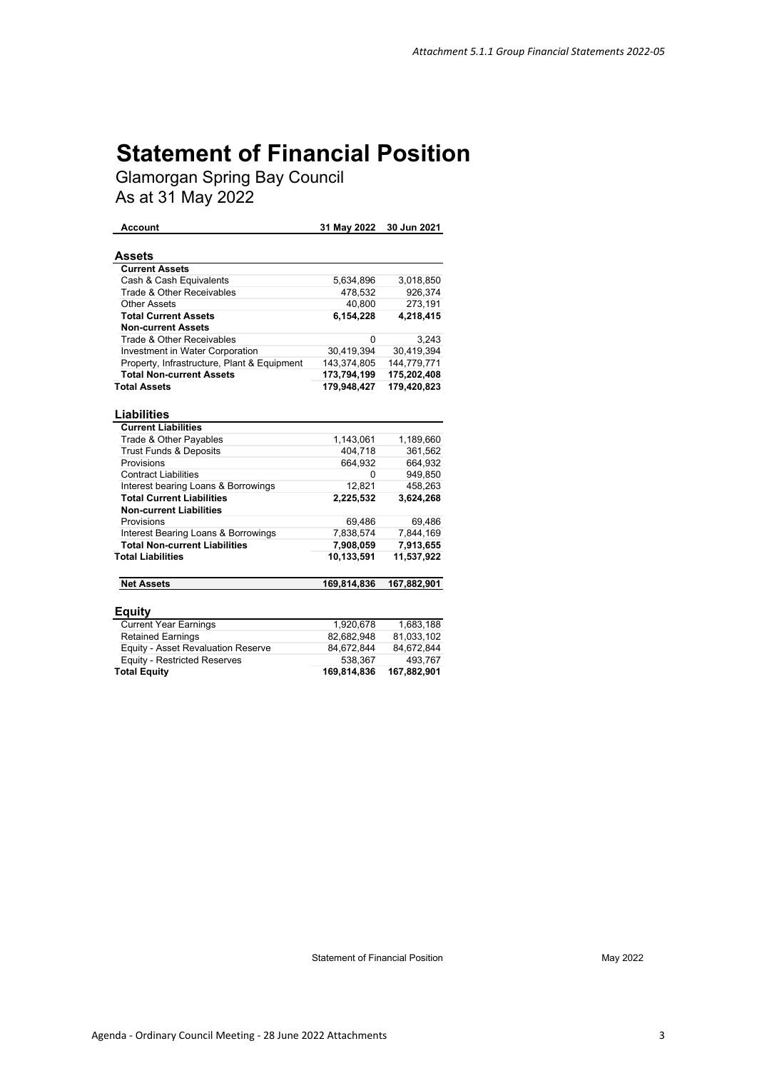# Statement of Financial Position

Glamorgan Spring Bay Council

As at 31 May 2022

| Account | 31 May 2022 | 30 Jun 2021 |
|---|---|---|
| **Assets** | | |
| **Current Assets** | | |
| Cash & Cash Equivalents | 5,634,896 | 3,018,850 |
| Trade & Other Receivables | 478,532 | 926,374 |
| Other Assets | 40,800 | 273,191 |
| **Total Current Assets** | **6,154,228** | **4,218,415** |
| **Non-current Assets** | | |
| Trade & Other Receivables | 0 | 3,243 |
| Investment in Water Corporation | 30,419,394 | 30,419,394 |
| Property, Infrastructure, Plant & Equipment | 143,374,805 | 144,779,771 |
| **Total Non-current Assets** | **173,794,199** | **175,202,408** |
| **Total Assets** | **179,948,427** | **179,420,823** |
| **Liabilities** | | |
| **Current Liabilities** | | |
| Trade & Other Payables | 1,143,061 | 1,189,660 |
| Trust Funds & Deposits | 404,718 | 361,562 |
| Provisions | 664,932 | 664,932 |
| Contract Liabilities | 0 | 949,850 |
| Interest bearing Loans & Borrowings | 12,821 | 458,263 |
| **Total Current Liabilities** | **2,225,532** | **3,624,268** |
| **Non-current Liabilities** | | |
| Provisions | 69,486 | 69,486 |
| Interest Bearing Loans & Borrowings | 7,838,574 | 7,844,169 |
| **Total Non-current Liabilities** | **7,908,059** | **7,913,655** |
| **Total Liabilities** | **10,133,591** | **11,537,922** |
| **Net Assets** | **169,814,836** | **167,882,901** |
| **Equity** | | |
| Current Year Earnings | 1,920,678 | 1,683,188 |
| Retained Earnings | 82,682,948 | 81,033,102 |
| Equity - Asset Revaluation Reserve | 84,672,844 | 84,672,844 |
| Equity - Restricted Reserves | 538,367 | 493,767 |
| **Total Equity** | **169,814,836** | **167,882,901** |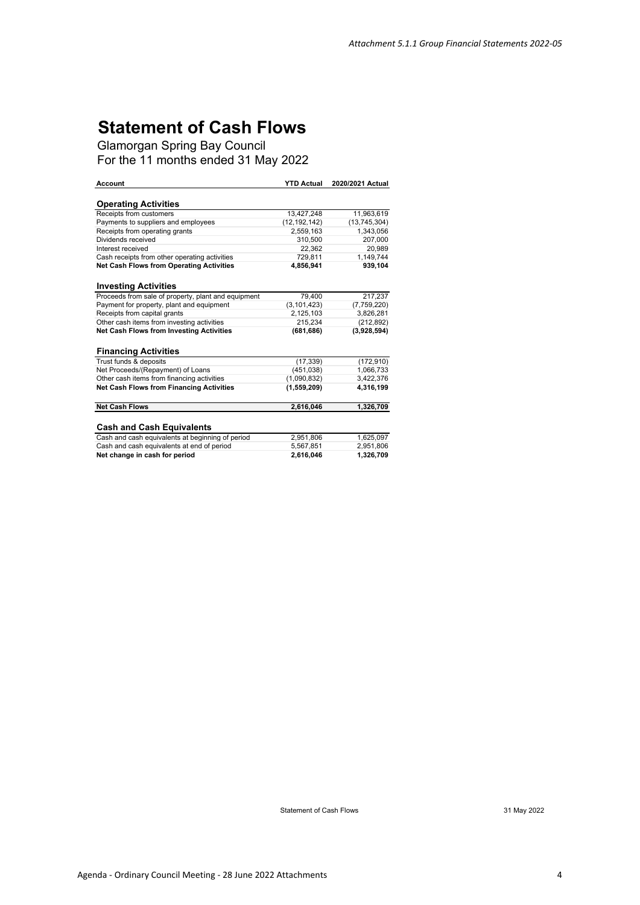# Statement of Cash Flows

Glamorgan Spring Bay Council
For the 11 months ended 31 May 2022

| Account | YTD Actual | 2020/2021 Actual |
|---|---|---|
| **Operating Activities** | | |
| Receipts from customers | 13,427,248 | 11,963,619 |
| Payments to suppliers and employees | (12,192,142) | (13,745,304) |
| Receipts from operating grants | 2,559,163 | 1,343,056 |
| Dividends received | 310,500 | 207,000 |
| Interest received | 22,362 | 20,989 |
| Cash receipts from other operating activities | 729,811 | 1,149,744 |
| **Net Cash Flows from Operating Activities** | **4,856,941** | **939,104** |
| **Investing Activities** | | |
| Proceeds from sale of property, plant and equipment | 79,400 | 217,237 |
| Payment for property, plant and equipment | (3,101,423) | (7,759,220) |
| Receipts from capital grants | 2,125,103 | 3,826,281 |
| Other cash items from investing activities | 215,234 | (212,892) |
| **Net Cash Flows from Investing Activities** | **(681,686)** | **(3,928,594)** |
| **Financing Activities** | | |
| Trust funds & deposits | (17,339) | (172,910) |
| Net Proceeds/(Repayment) of Loans | (451,038) | 1,066,733 |
| Other cash items from financing activities | (1,090,832) | 3,422,376 |
| **Net Cash Flows from Financing Activities** | **(1,559,209)** | **4,316,199** |
| **Net Cash Flows** | **2,616,046** | **1,326,709** |
| **Cash and Cash Equivalents** | | |
| Cash and cash equivalents at beginning of period | 2,951,806 | 1,625,097 |
| Cash and cash equivalents at end of period | 5,567,851 | 2,951,806 |
| **Net change in cash for period** | **2,616,046** | **1,326,709** |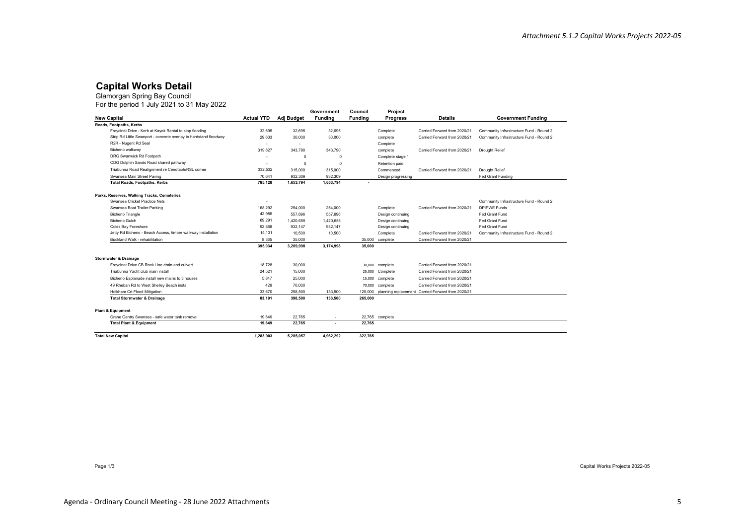*Attachment 5.1.2 Capital Works Projects 2022-05*

# Capital Works Detail

Glamorgan Spring Bay Council
For the period 1 July 2021 to 31 May 2022

| New Capital | Actual YTD | Adj Budget | Government Funding | Council Funding | Project Progress | Details | Government Funding |
|---|---|---|---|---|---|---|---|
| **Roads, Footpaths, Kerbs** | | | | | | | |
| Freycinet Drive - Kerb at Kayak Rental to stop flooding | 32,695 | 32,695 | 32,695 | | Complete | Carried Forward from 2020/21 | Community Infrastructure Fund - Round 2 |
| Strip Rd Little Swanport - concrete overlay to hardstand floodway | 29,633 | 30,000 | 30,000 | | complete | Carried Forward from 2020/21 | Community Infrastructure Fund - Round 2 |
| R2R - Nugent Rd Seal | - | - | | | Complete | | |
| Bicheno walkway | 319,627 | 343,790 | 343,790 | | complete | Carried Forward from 2020/21 | Drought Relief |
| DRG Swanwick Rd Footpath | - | 0 | 0 | | Complete stage 1 | | |
| CDG Dolphin Sands Road shared pathway | - | 0 | 0 | | Retention paid | | |
| Triabunna Road Realignment re Cenotaph/RSL corner | 332,532 | 315,000 | 315,000 | | Commenced | Carried Forward from 2020/21 | Drought Relief |
| Swansea Main Street Paving | 70,641 | 932,309 | 932,309 | | Design progressing | | Fed Grant Funding |
| **Total Roads, Footpaths, Kerbs** | **785,128** | **1,653,794** | **1,653,794** | **-** | | | |
| **Parks, Reserves, Walking Tracks, Cemeteries** | | | | | | | |
| Swansea Cricket Practice Nets | - | | | | | | Community Infrastructure Fund - Round 2 |
| Swansea Boat Trailer Parking | 168,292 | 254,000 | 254,000 | | Complete | Carried Forward from 2020/21 | DPIPWE Funds |
| Bicheno Triangle | 42,985 | 557,696 | 557,696 | | Design continuing | | Fed Grant Fund |
| Bicheno Gulch | 69,291 | 1,420,655 | 1,420,655 | | Design continuing | | Fed Grant Fund |
| Coles Bay Foreshore | 92,868 | 932,147 | 932,147 | | Design continuing | | Fed Grant Fund |
| Jetty Rd Bicheno - Beach Access, timber walkway installation | 14,131 | 10,500 | 10,500 | | Complete | Carried Forward from 2020/21 | Community Infrastructure Fund - Round 2 |
| Buckland Walk - rehabilitation | 8,365 | 35,000 | - | 35,000 | complete | Carried Forward from 2020/21 | |
| | **395,934** | **3,209,998** | **3,174,998** | **35,000** | | | |
| **Stormwater & Drainage** | | | | | | | |
| Freycinet Drive CB Rock Line drain and culvert | 18,728 | 30,000 | | 30,000 | complete | Carried Forward from 2020/21 | |
| Triabunna Yacht club main install | 24,521 | 15,000 | | 25,000 | Complete | Carried Forward from 2020/21 | |
| Bicheno Esplanade install new mains to 3 houses | 5,847 | 25,000 | | 15,000 | complete | Carried Forward from 2020/21 | |
| 49 Rheban Rd to West Shelley Beach instal | 426 | 70,000 | | 70,000 | complete | Carried Forward from 2020/21 | |
| Holkham Crt Flood Mitigation | 33,670 | 258,500 | 133,500 | 125,000 | planning replacement | Carried Forward from 2020/21 | |
| **Total Stormwater & Drainage** | **83,191** | **398,500** | **133,500** | **265,000** | | | |
| **Plant & Equipment** | | | | | | | |
| Crane Gantry Swansea - safe water tank removal | 19,649 | 22,765 | - | 22,765 | complete | | |
| **Total Plant & Equipment** | **19,649** | **22,765** | **-** | **22,765** | | | |
| **Total New Capital** | **1,283,903** | **5,285,057** | **4,962,292** | **322,765** | | | |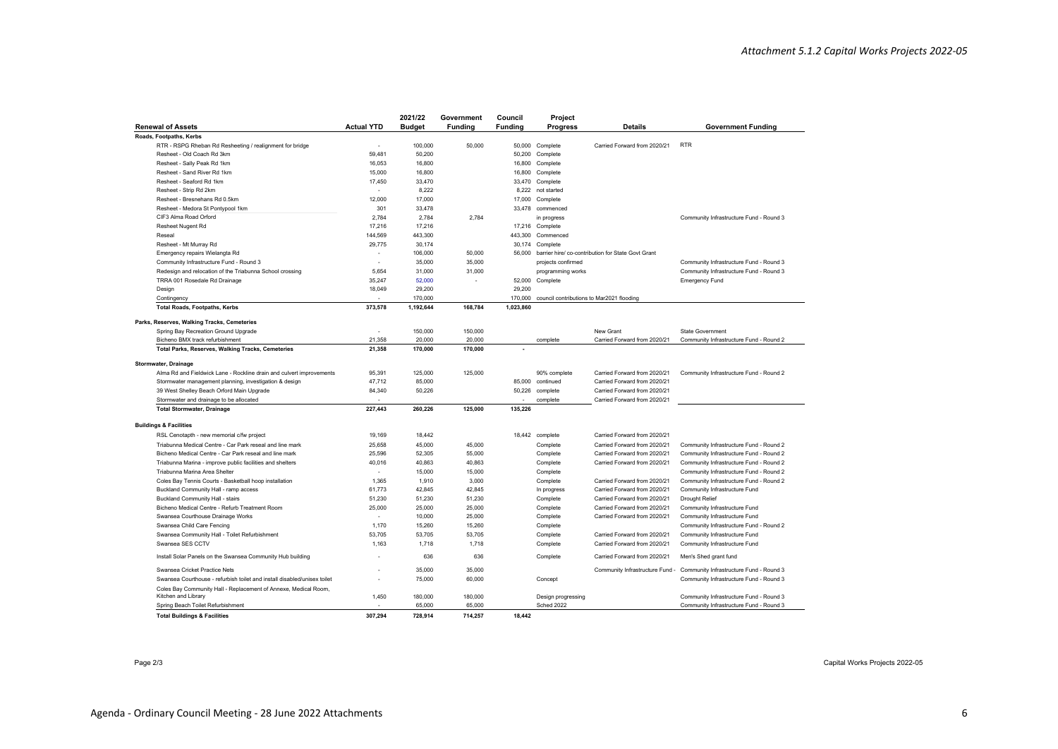# Attachment 5.1.2 Capital Works Projects 2022-05

| Renewal of Assets | Actual YTD | 2021/22 Budget | Government Funding | Council Funding | Project Progress | Details | Government Funding |
|---|---|---|---|---|---|---|---|
| **Roads, Footpaths, Kerbs** | | | | | | | |
| RTR - RSPG Rheban Rd Resheeting / realignment for bridge | - | 100,000 | 50,000 | 50,000 | Complete | Carried Forward from 2020/21 | RTR |
| Resheet - Old Coach Rd 3km | 59,481 | 50,200 | | 50,200 | Complete | | |
| Resheet - Sally Peak Rd 1km | 16,053 | 16,800 | | 16,800 | Complete | | |
| Resheet - Sand River Rd 1km | 15,000 | 16,800 | | 16,800 | Complete | | |
| Resheet - Seaford Rd 1km | 17,450 | 33,470 | | 33,470 | Complete | | |
| Resheet - Strip Rd 2km | - | 8,222 | | 8,222 | not started | | |
| Resheet - Bresnehans Rd 0.5km | 12,000 | 17,000 | | 17,000 | Complete | | |
| Resheet - Medora St Pontypool 1km | 301 | 33,478 | | 33,478 | commenced | | |
| CIF3 Alma Road Orford | 2,784 | 2,784 | 2,784 | | in progress | | Community Infrastructure Fund - Round 3 |
| Resheet Nugent Rd | 17,216 | 17,216 | | 17,216 | Complete | | |
| Reseal | 144,569 | 443,300 | | 443,300 | Commenced | | |
| Resheet - Mt Murray Rd | 29,775 | 30,174 | | 30,174 | Complete | | |
| Emergency repairs Wielangta Rd | - | 106,000 | 50,000 | 56,000 | barrier hire/ co-contribution for State Govt Grant | | |
| Community Infrastructure Fund - Round 3 | - | 35,000 | 35,000 | | projects confirmed | | Community Infrastructure Fund - Round 3 |
| Redesign and relocation of the Triabunna School crossing | 5,654 | 31,000 | 31,000 | | programming works | | Community Infrastructure Fund - Round 3 |
| TRRA 001 Rosedale Rd Drainage | 35,247 | 52,000 | - | 52,000 | Complete | | Emergency Fund |
| Design | 18,049 | 29,200 | | 29,200 | | | |
| Contingency | - | 170,000 | | 170,000 | council contributions to Mar2021 flooding | | |
| **Total Roads, Footpaths, Kerbs** | **373,578** | **1,192,644** | **168,784** | **1,023,860** | | | |
| **Parks, Reserves, Walking Tracks, Cemeteries** | | | | | | | |
| Spring Bay Recreation Ground Upgrade | - | 150,000 | 150,000 | | | New Grant | State Government |
| Bicheno BMX track refurbishment | 21,358 | 20,000 | 20,000 | | complete | Carried Forward from 2020/21 | Community Infrastructure Fund - Round 2 |
| **Total Parks, Reserves, Walking Tracks, Cemeteries** | **21,358** | **170,000** | **170,000** | **-** | | | |
| **Stormwater, Drainage** | | | | | | | |
| Alma Rd and Fieldwick Lane - Rockline drain and culvert improvements | 95,391 | 125,000 | 125,000 | | 90% complete | Carried Forward from 2020/21 | Community Infrastructure Fund - Round 2 |
| Stormwater management planning, investigation & design | 47,712 | 85,000 | | 85,000 | continued | Carried Forward from 2020/21 | |
| 39 West Shelley Beach Orford Main Upgrade | 84,340 | 50,226 | | 50,226 | complete | Carried Forward from 2020/21 | |
| Stormwater and drainage to be allocated | - | | | - | complete | Carried Forward from 2020/21 | |
| **Total Stormwater, Drainage** | **227,443** | **260,226** | **125,000** | **135,226** | | | |
| **Buildings & Facilities** | | | | | | | |
| RSL Cenotapth - new memorial c/fw project | 19,169 | 18,442 | | 18,442 | complete | Carried Forward from 2020/21 | |
| Triabunna Medical Centre - Car Park reseal and line mark | 25,658 | 45,000 | 45,000 | | Complete | Carried Forward from 2020/21 | Community Infrastructure Fund - Round 2 |
| Bicheno Medical Centre - Car Park reseal and line mark | 25,596 | 52,305 | 55,000 | | Complete | Carried Forward from 2020/21 | Community Infrastructure Fund - Round 2 |
| Triabunna Marina - improve public facilities and shelters | 40,016 | 40,863 | 40,863 | | Complete | Carried Forward from 2020/21 | Community Infrastructure Fund - Round 2 |
| Triabunna Marina Area Shelter | - | 15,000 | 15,000 | | Complete | | Community Infrastructure Fund - Round 2 |
| Coles Bay Tennis Courts - Basketball hoop installation | 1,365 | 1,910 | 3,000 | | Complete | Carried Forward from 2020/21 | Community Infrastructure Fund - Round 2 |
| Buckland Community Hall - ramp access | 61,773 | 42,845 | 42,845 | | In progress | Carried Forward from 2020/21 | Community Infrastructure Fund |
| Buckland Community Hall - stairs | 51,230 | 51,230 | 51,230 | | Complete | Carried Forward from 2020/21 | Drought Relief |
| Bicheno Medical Centre - Refurb Treatment Room | 25,000 | 25,000 | 25,000 | | Complete | Carried Forward from 2020/21 | Community Infrastructure Fund |
| Swansea Courthouse Drainage Works | - | 10,000 | 25,000 | | Complete | Carried Forward from 2020/21 | Community Infrastructure Fund |
| Swansea Child Care Fencing | 1,170 | 15,260 | 15,260 | | Complete | | Community Infrastructure Fund - Round 2 |
| Swansea Community Hall - Toilet Refurbishment | 53,705 | 53,705 | 53,705 | | Complete | Carried Forward from 2020/21 | Community Infrastructure Fund |
| Swansea SES CCTV | 1,163 | 1,718 | 1,718 | | Complete | Carried Forward from 2020/21 | Community Infrastructure Fund |
| Install Solar Panels on the Swansea Community Hub building | - | 636 | 636 | | Complete | Carried Forward from 2020/21 | Men's Shed grant fund |
| Swansea Cricket Practice Nets | - | 35,000 | 35,000 | | | Community Infrastructure Fund - | Community Infrastructure Fund - Round 3 |
| Swansea Courthouse - refurbish toilet and install disabled/unisex toilet | - | 75,000 | 60,000 | | Concept | | Community Infrastructure Fund - Round 3 |
| Coles Bay Community Hall - Replacement of Annexe, Medical Room, Kitchen and Library | 1,450 | 180,000 | 180,000 | | Design progressing | | Community Infrastructure Fund - Round 3 |
| Spring Beach Toilet Refurbishment | - | 65,000 | 65,000 | | Sched 2022 | | Community Infrastructure Fund - Round 3 |
| **Total Buildings & Facilities** | **307,294** | **728,914** | **714,257** | **18,442** | | | |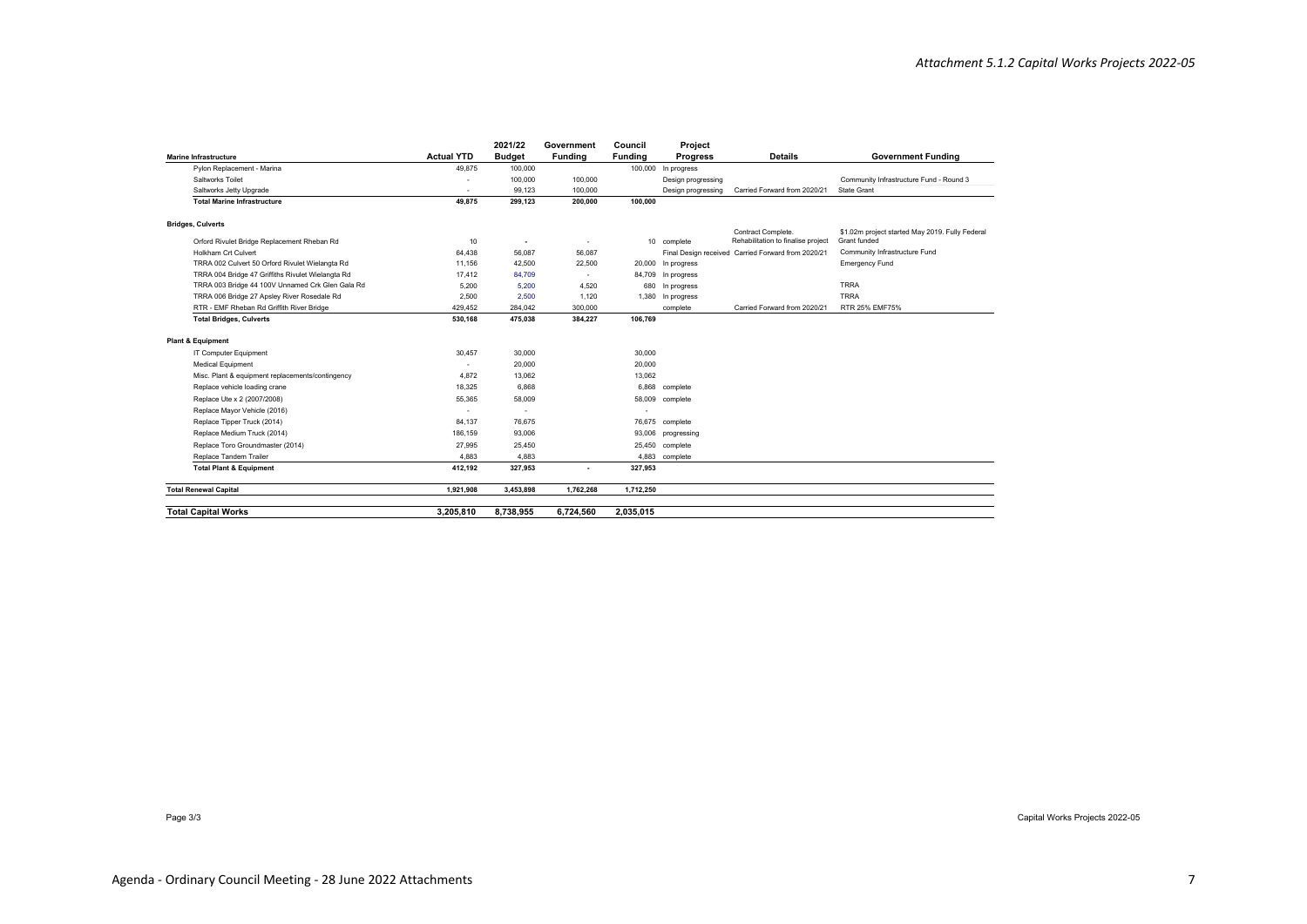*Attachment 5.1.2 Capital Works Projects 2022-05*

| Marine Infrastructure | Actual YTD | 2021/22 Budget | Government Funding | Council Funding | Project Progress | Details | Government Funding |
|---|---|---|---|---|---|---|---|
| Pylon Replacement - Marina | 49,875 | 100,000 | | 100,000 | In progress | | |
| Saltworks Toilet | - | 100,000 | 100,000 | | Design progressing | | Community Infrastructure Fund - Round 3 |
| Saltworks Jetty Upgrade | - | 99,123 | 100,000 | | Design progressing | Carried Forward from 2020/21 | State Grant |
| **Total Marine Infrastructure** | **49,875** | **299,123** | **200,000** | **100,000** | | | |
| **Bridges, Culverts** | | | | | | | |
| Orford Rivulet Bridge Replacement Rheban Rd | 10 | - | - | 10 | complete | Contract Complete. Rehabilitation to finalise project | $1.02m project started May 2019. Fully Federal Grant funded |
| Holkham Crt Culvert | 64,438 | 56,087 | 56,087 | | Final Design received | Carried Forward from 2020/21 | Community Infrastructure Fund |
| TRRA 002 Culvert 50 Orford Rivulet Wielangta Rd | 11,156 | 42,500 | 22,500 | 20,000 | In progress | | Emergency Fund |
| TRRA 004 Bridge 47 Griffiths Rivulet Wielangta Rd | 17,412 | 84,709 | - | 84,709 | In progress | | |
| TRRA 003 Bridge 44 100V Unnamed Crk Glen Gala Rd | 5,200 | 5,200 | 4,520 | 680 | In progress | | TRRA |
| TRRA 006 Bridge 27 Apsley River Rosedale Rd | 2,500 | 2,500 | 1,120 | 1,380 | In progress | | TRRA |
| RTR - EMF Rheban Rd Griffith River Bridge | 429,452 | 284,042 | 300,000 | | complete | Carried Forward from 2020/21 | RTR 25% EMF75% |
| **Total Bridges, Culverts** | **530,168** | **475,038** | **384,227** | **106,769** | | | |
| **Plant & Equipment** | | | | | | | |
| IT Computer Equipment | 30,457 | 30,000 | | 30,000 | | | |
| Medical Equipment | - | 20,000 | | 20,000 | | | |
| Misc. Plant & equipment replacements/contingency | 4,872 | 13,062 | | 13,062 | | | |
| Replace vehicle loading crane | 18,325 | 6,868 | | 6,868 | complete | | |
| Replace Ute x 2 (2007/2008) | 55,365 | 58,009 | | 58,009 | complete | | |
| Replace Mayor Vehicle (2016) | - | - | | - | | | |
| Replace Tipper Truck (2014) | 84,137 | 76,675 | | 76,675 | complete | | |
| Replace Medium Truck (2014) | 186,159 | 93,006 | | 93,006 | progressing | | |
| Replace Toro Groundmaster (2014) | 27,995 | 25,450 | | 25,450 | complete | | |
| Replace Tandem Trailer | 4,883 | 4,883 | | 4,883 | complete | | |
| **Total Plant & Equipment** | **412,192** | **327,953** | **-** | **327,953** | | | |
| **Total Renewal Capital** | **1,921,908** | **3,453,898** | **1,762,268** | **1,712,250** | | | |
| **Total Capital Works** | **3,205,810** | **8,738,955** | **6,724,560** | **2,035,015** | | | |

Page 3/3

Capital Works Projects 2022-05

Agenda - Ordinary Council Meeting - 28 June 2022 Attachments